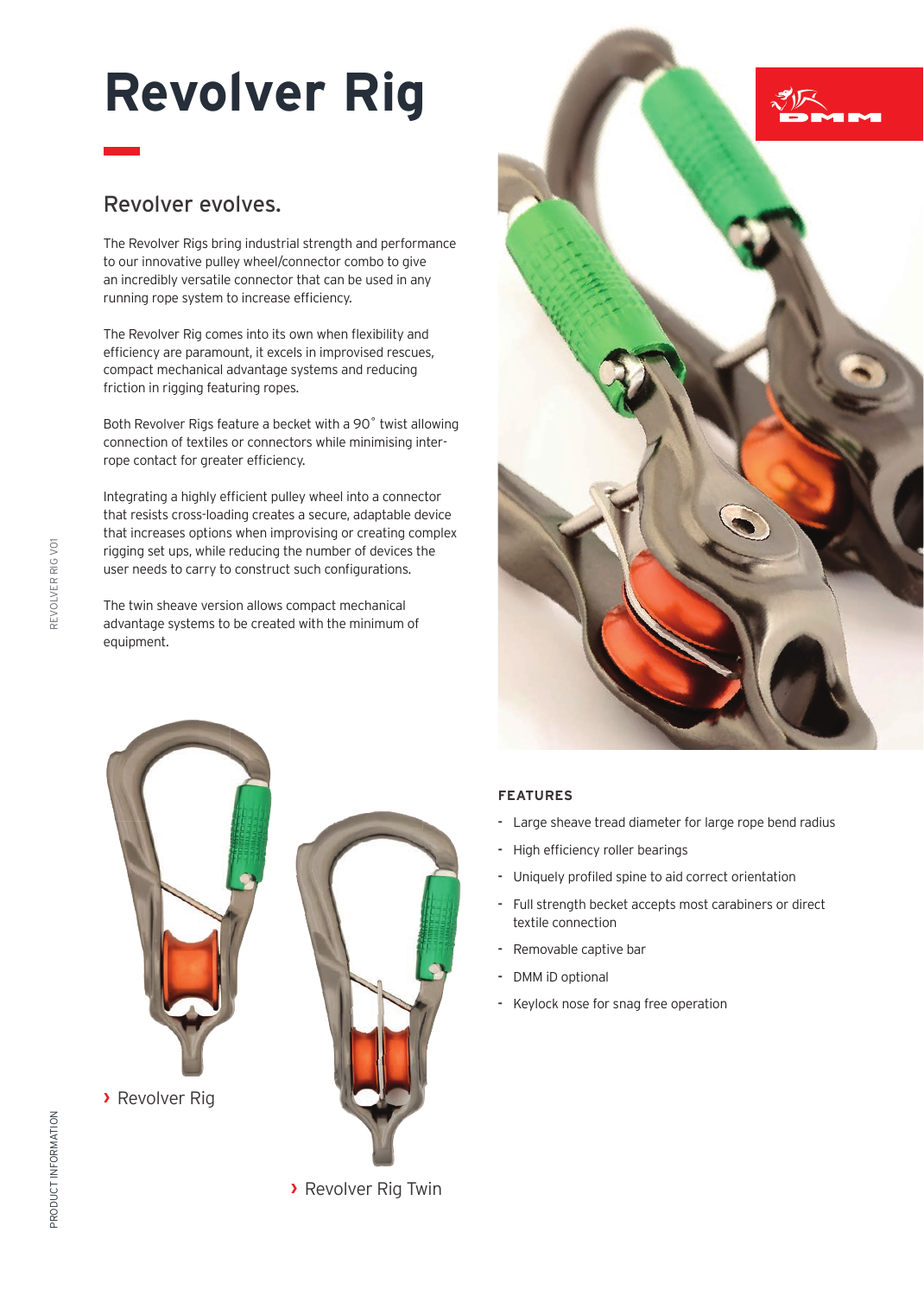# Revolver Rig

## Revolver evolves.

The Revolver Rigs bring industrial strength and performance to our innovative pulley wheel/connector combo to give an incredibly versatile connector that can be used in any running rope system to increase efficiency.

The Revolver Rig comes into its own when flexibility and efficiency are paramount, it excels in improvised rescues, compact mechanical advantage systems and reducing friction in rigging featuring ropes.

Both Revolver Rigs feature a becket with a 90˚ twist allowing connection of textiles or connectors while minimising inter-rope contact for greater efficiency.

Integrating a highly efficient pulley wheel into a connector that resists cross-loading creates a secure, adaptable device that increases options when improvising or creating complex rigging set ups, while reducing the number of devices the user needs to carry to construct such configurations.

The twin sheave version allows compact mechanical advantage systems to be created with the minimum of equipment.

› Revolver Rig

› Revolver Rig Twin

### FEATURES

- Large sheave tread diameter for large rope bend radius
- High efficiency roller bearings
- Uniquely profiled spine to aid correct orientation
- Full strength becket accepts most carabiners or direct textile connection
- Removable captive bar
- DMM iD optional
- Keylock nose for snag free operation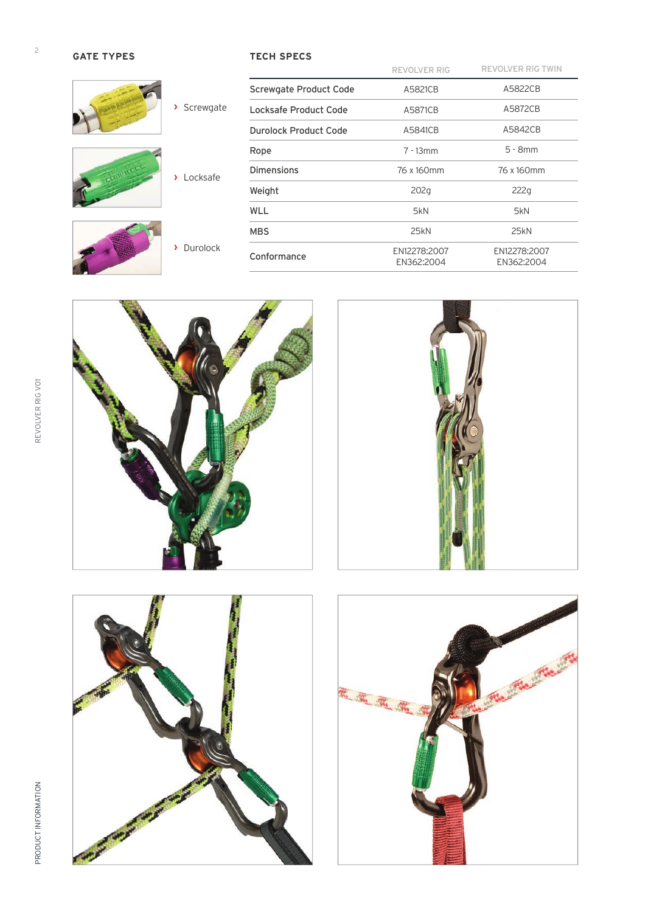## GATE TYPES

- Screwgate
- Locksafe
- Durolock

## TECH SPECS

| | REVOLVER RIG | REVOLVER RIG TWIN |
|---|---|---|
| Screwgate Product Code | A5821CB | A5822CB |
| Locksafe Product Code | A5871CB | A5872CB |
| Durolock Product Code | A5841CB | A5842CB |
| Rope | 7 - 13mm | 5 - 8mm |
| Dimensions | 76 x 160mm | 76 x 160mm |
| Weight | 202g | 222g |
| WLL | 5kN | 5kN |
| MBS | 25kN | 25kN |
| Conformance | EN12278:2007 EN362:2004 | EN12278:2007 EN362:2004 |